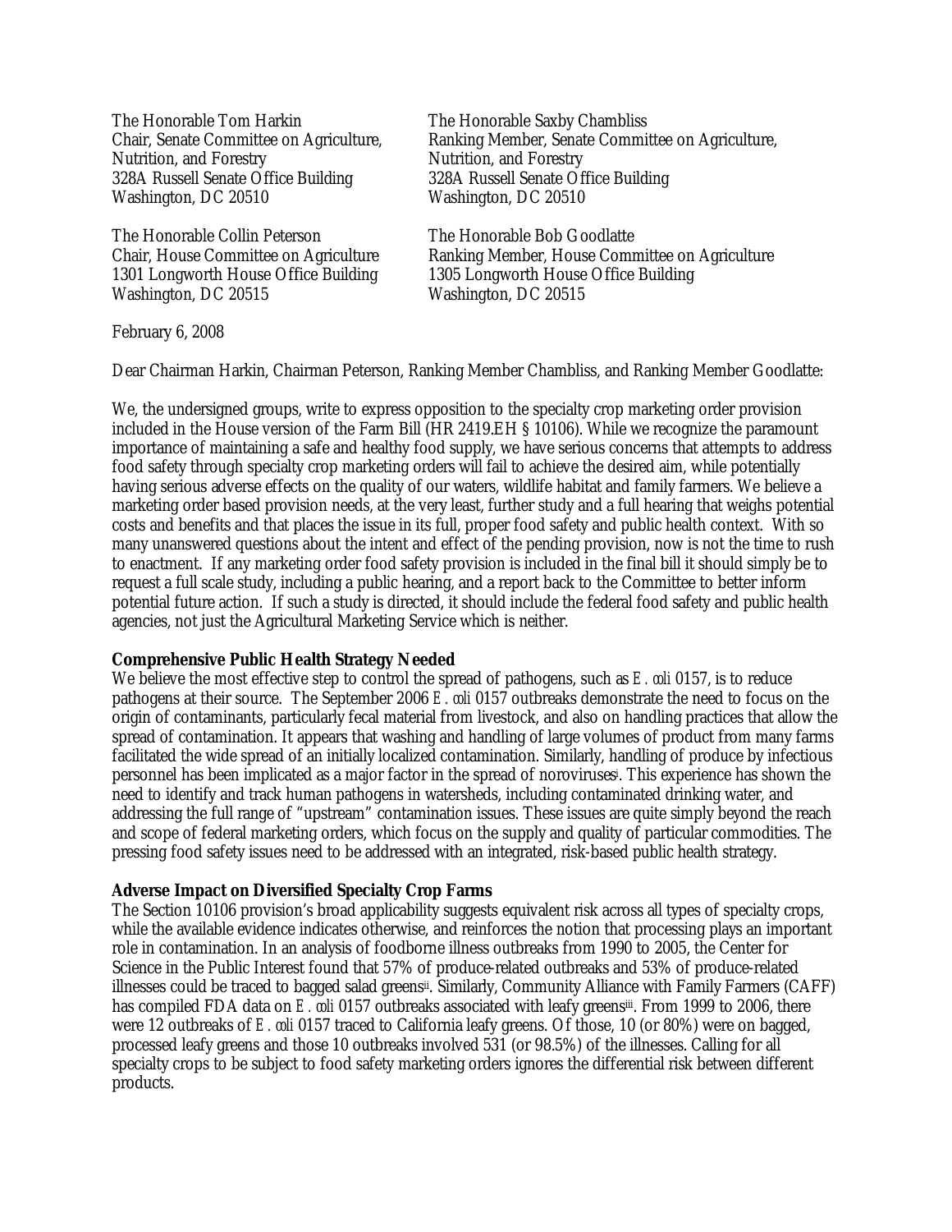The Honorable Tom Harkin
Chair, Senate Committee on Agriculture, Nutrition, and Forestry
328A Russell Senate Office Building
Washington, DC 20510

The Honorable Saxby Chambliss
Ranking Member, Senate Committee on Agriculture, Nutrition, and Forestry
328A Russell Senate Office Building
Washington, DC 20510

The Honorable Collin Peterson
Chair, House Committee on Agriculture
1301 Longworth House Office Building
Washington, DC 20515

The Honorable Bob Goodlatte
Ranking Member, House Committee on Agriculture
1305 Longworth House Office Building
Washington, DC 20515

February 6, 2008

Dear Chairman Harkin, Chairman Peterson, Ranking Member Chambliss, and Ranking Member Goodlatte:

We, the undersigned groups, write to express opposition to the specialty crop marketing order provision included in the House version of the Farm Bill (HR 2419.EH § 10106). While we recognize the paramount importance of maintaining a safe and healthy food supply, we have serious concerns that attempts to address food safety through specialty crop marketing orders will fail to achieve the desired aim, while potentially having serious adverse effects on the quality of our waters, wildlife habitat and family farmers. We believe a marketing order based provision needs, at the very least, further study and a full hearing that weighs potential costs and benefits and that places the issue in its full, proper food safety and public health context. With so many unanswered questions about the intent and effect of the pending provision, now is not the time to rush to enactment. If any marketing order food safety provision is included in the final bill it should simply be to request a full scale study, including a public hearing, and a report back to the Committee to better inform potential future action. If such a study is directed, it should include the federal food safety and public health agencies, not just the Agricultural Marketing Service which is neither.

**Comprehensive Public Health Strategy Needed**

We believe the most effective step to control the spread of pathogens, such as *E. coli* 0157, is to reduce pathogens at their source. The September 2006 *E. coli* 0157 outbreaks demonstrate the need to focus on the origin of contaminants, particularly fecal material from livestock, and also on handling practices that allow the spread of contamination. It appears that washing and handling of large volumes of product from many farms facilitated the wide spread of an initially localized contamination. Similarly, handling of produce by infectious personnel has been implicated as a major factor in the spread of noroviruses[i]. This experience has shown the need to identify and track human pathogens in watersheds, including contaminated drinking water, and addressing the full range of "upstream" contamination issues. These issues are quite simply beyond the reach and scope of federal marketing orders, which focus on the supply and quality of particular commodities. The pressing food safety issues need to be addressed with an integrated, risk-based public health strategy.

**Adverse Impact on Diversified Specialty Crop Farms**

The Section 10106 provision's broad applicability suggests equivalent risk across all types of specialty crops, while the available evidence indicates otherwise, and reinforces the notion that processing plays an important role in contamination. In an analysis of foodborne illness outbreaks from 1990 to 2005, the Center for Science in the Public Interest found that 57% of produce-related outbreaks and 53% of produce-related illnesses could be traced to bagged salad greens[ii]. Similarly, Community Alliance with Family Farmers (CAFF) has compiled FDA data on *E. coli* 0157 outbreaks associated with leafy greens[iii]. From 1999 to 2006, there were 12 outbreaks of *E. coli* 0157 traced to California leafy greens. Of those, 10 (or 80%) were on bagged, processed leafy greens and those 10 outbreaks involved 531 (or 98.5%) of the illnesses. Calling for all specialty crops to be subject to food safety marketing orders ignores the differential risk between different products.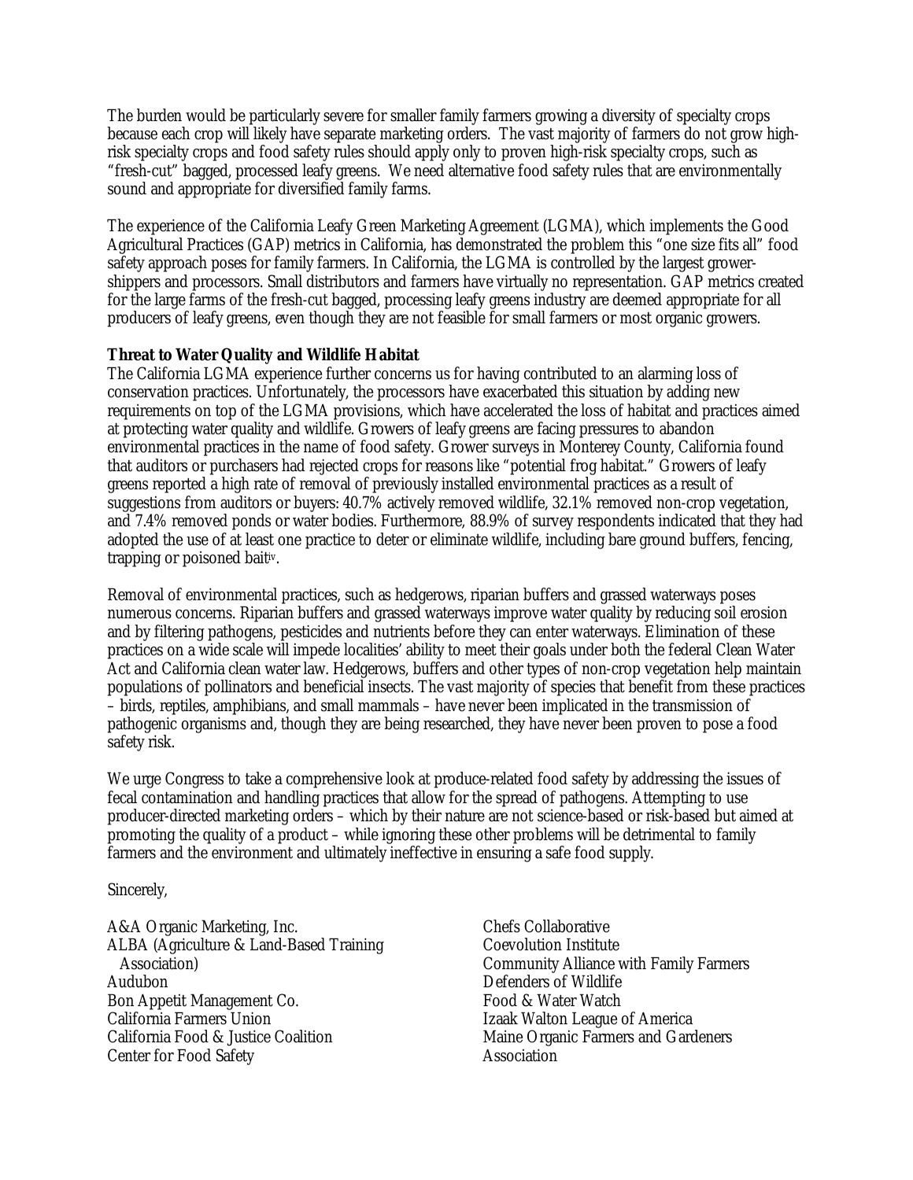The burden would be particularly severe for smaller family farmers growing a diversity of specialty crops because each crop will likely have separate marketing orders. The vast majority of farmers do not grow high-risk specialty crops and food safety rules should apply only to proven high-risk specialty crops, such as "fresh-cut" bagged, processed leafy greens. We need alternative food safety rules that are environmentally sound and appropriate for diversified family farms.

The experience of the California Leafy Green Marketing Agreement (LGMA), which implements the Good Agricultural Practices (GAP) metrics in California, has demonstrated the problem this "one size fits all" food safety approach poses for family farmers. In California, the LGMA is controlled by the largest grower-shippers and processors. Small distributors and farmers have virtually no representation. GAP metrics created for the large farms of the fresh-cut bagged, processing leafy greens industry are deemed appropriate for all producers of leafy greens, even though they are not feasible for small farmers or most organic growers.

**Threat to Water Quality and Wildlife Habitat**

The California LGMA experience further concerns us for having contributed to an alarming loss of conservation practices. Unfortunately, the processors have exacerbated this situation by adding new requirements on top of the LGMA provisions, which have accelerated the loss of habitat and practices aimed at protecting water quality and wildlife. Growers of leafy greens are facing pressures to abandon environmental practices in the name of food safety. Grower surveys in Monterey County, California found that auditors or purchasers had rejected crops for reasons like "potential frog habitat." Growers of leafy greens reported a high rate of removal of previously installed environmental practices as a result of suggestions from auditors or buyers: 40.7% actively removed wildlife, 32.1% removed non-crop vegetation, and 7.4% removed ponds or water bodies. Furthermore, 88.9% of survey respondents indicated that they had adopted the use of at least one practice to deter or eliminate wildlife, including bare ground buffers, fencing, trapping or poisoned bait[iv].

Removal of environmental practices, such as hedgerows, riparian buffers and grassed waterways poses numerous concerns. Riparian buffers and grassed waterways improve water quality by reducing soil erosion and by filtering pathogens, pesticides and nutrients before they can enter waterways. Elimination of these practices on a wide scale will impede localities' ability to meet their goals under both the federal Clean Water Act and California clean water law. Hedgerows, buffers and other types of non-crop vegetation help maintain populations of pollinators and beneficial insects. The vast majority of species that benefit from these practices – birds, reptiles, amphibians, and small mammals – have never been implicated in the transmission of pathogenic organisms and, though they are being researched, they have never been proven to pose a food safety risk.

We urge Congress to take a comprehensive look at produce-related food safety by addressing the issues of fecal contamination and handling practices that allow for the spread of pathogens. Attempting to use producer-directed marketing orders – which by their nature are not science-based or risk-based but aimed at promoting the quality of a product – while ignoring these other problems will be detrimental to family farmers and the environment and ultimately ineffective in ensuring a safe food supply.

Sincerely,

A&A Organic Marketing, Inc.
ALBA (Agriculture & Land-Based Training Association)
Audubon
Bon Appetit Management Co.
California Farmers Union
California Food & Justice Coalition
Center for Food Safety
Chefs Collaborative
Coevolution Institute
Community Alliance with Family Farmers
Defenders of Wildlife
Food & Water Watch
Izaak Walton League of America
Maine Organic Farmers and Gardeners Association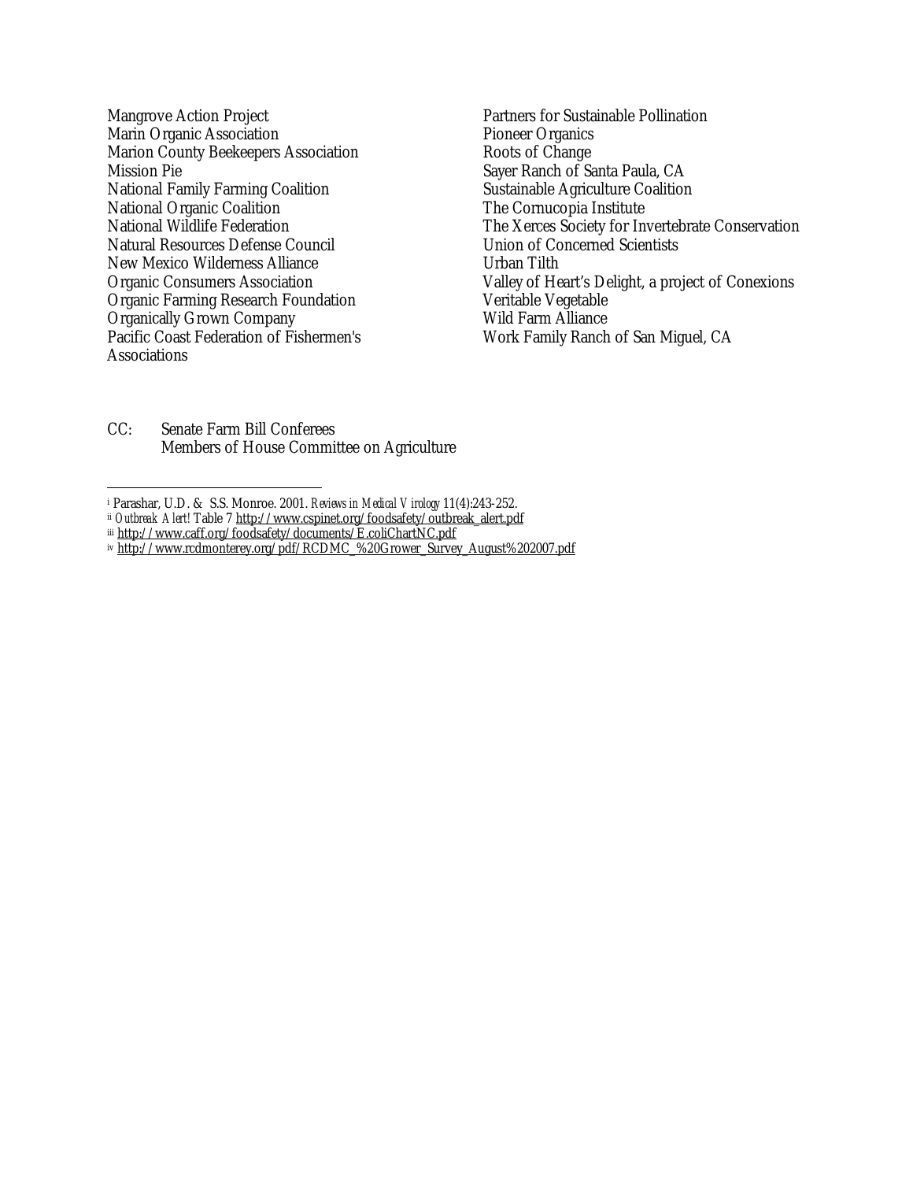Mangrove Action Project
Marin Organic Association
Marion County Beekeepers Association
Mission Pie
National Family Farming Coalition
National Organic Coalition
National Wildlife Federation
Natural Resources Defense Council
New Mexico Wilderness Alliance
Organic Consumers Association
Organic Farming Research Foundation
Organically Grown Company
Pacific Coast Federation of Fishermen's Associations
Partners for Sustainable Pollination
Pioneer Organics
Roots of Change
Sayer Ranch of Santa Paula, CA
Sustainable Agriculture Coalition
The Cornucopia Institute
The Xerces Society for Invertebrate Conservation
Union of Concerned Scientists
Urban Tilth
Valley of Heart's Delight, a project of Conexions
Veritable Vegetable
Wild Farm Alliance
Work Family Ranch of San Miguel, CA

CC: Senate Farm Bill Conferees
Members of House Committee on Agriculture

---

[i] Parashar, U.D. & S.S. Monroe. 2001. *Reviews in Medical Virology* 11(4):243-252.
[ii] *Outbreak Alert!* Table 7 http://www.cspinet.org/foodsafety/outbreak_alert.pdf
[iii] http://www.caff.org/foodsafety/documents/E.coliChartNC.pdf
[iv] http://www.rcdmonterey.org/pdf/RCDMC_%20Grower_Survey_August%202007.pdf